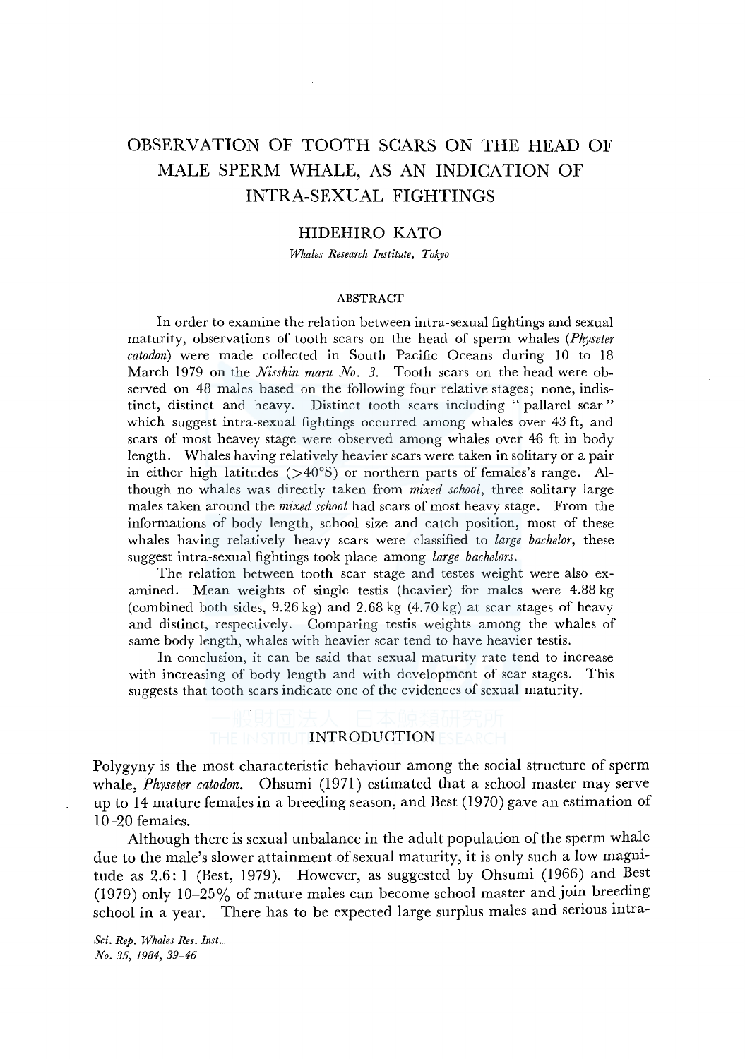# OBSERVATION OF TOOTH SCARS ON THE HEAD OF MALE SPERM WHALE, AS AN INDICATION OF INTRA-SEXUAL FIGHTINGS

HIDEHIRO KATO

*Whales Research Institute, Tokyo*

## ABSTRACT

In order to examine the relation between intra-sexual fightings and sexual maturity, observations of tooth scars on the head of sperm whales (*Physeter catodon*) were made collected in South Pacific Oceans during 10 to 18 March 1979 on the *Nisshin maru No. 3*. Tooth scars on the head were observed on 48 males based on the following four relative stages; none, indistinct, distinct and heavy. Distinct tooth scars including " pallarel scar " which suggest intra-sexual fightings occurred among whales over 43 ft, and scars of most heavey stage were observed among whales over 46 ft in body length. Whales having relatively heavier scars were taken in solitary or a pair in either high latitudes (>40°S) or northern parts of females's range. Although no whales was directly taken from *mixed school*, three solitary large males taken around the *mixed school* had scars of most heavy stage. From the informations of body length, school size and catch position, most of these whales having relatively heavy scars were classified to *large bachelor*, these suggest intra-sexual fightings took place among *large bachelors*.

The relation between tooth scar stage and testes weight were also examined. Mean weights of single testis (heavier) for males were 4.88 kg (combined both sides, 9.26 kg) and 2.68 kg (4.70 kg) at scar stages of heavy and distinct, respectively. Comparing testis weights among the whales of same body length, whales with heavier scar tend to have heavier testis.

In conclusion, it can be said that sexual maturity rate tend to increase with increasing of body length and with development of scar stages. This suggests that tooth scars indicate one of the evidences of sexual maturity.

## INTRODUCTION

Polygyny is the most characteristic behaviour among the social structure of sperm whale, *Physeter catodon*. Ohsumi (1971) estimated that a school master may serve up to 14 mature females in a breeding season, and Best (1970) gave an estimation of 10–20 females.

Although there is sexual unbalance in the adult population of the sperm whale due to the male's slower attainment of sexual maturity, it is only such a low magnitude as 2.6: 1 (Best, 1979). However, as suggested by Ohsumi (1966) and Best (1979) only 10–25% of mature males can become school master and join breeding school in a year. There has to be expected large surplus males and serious intra-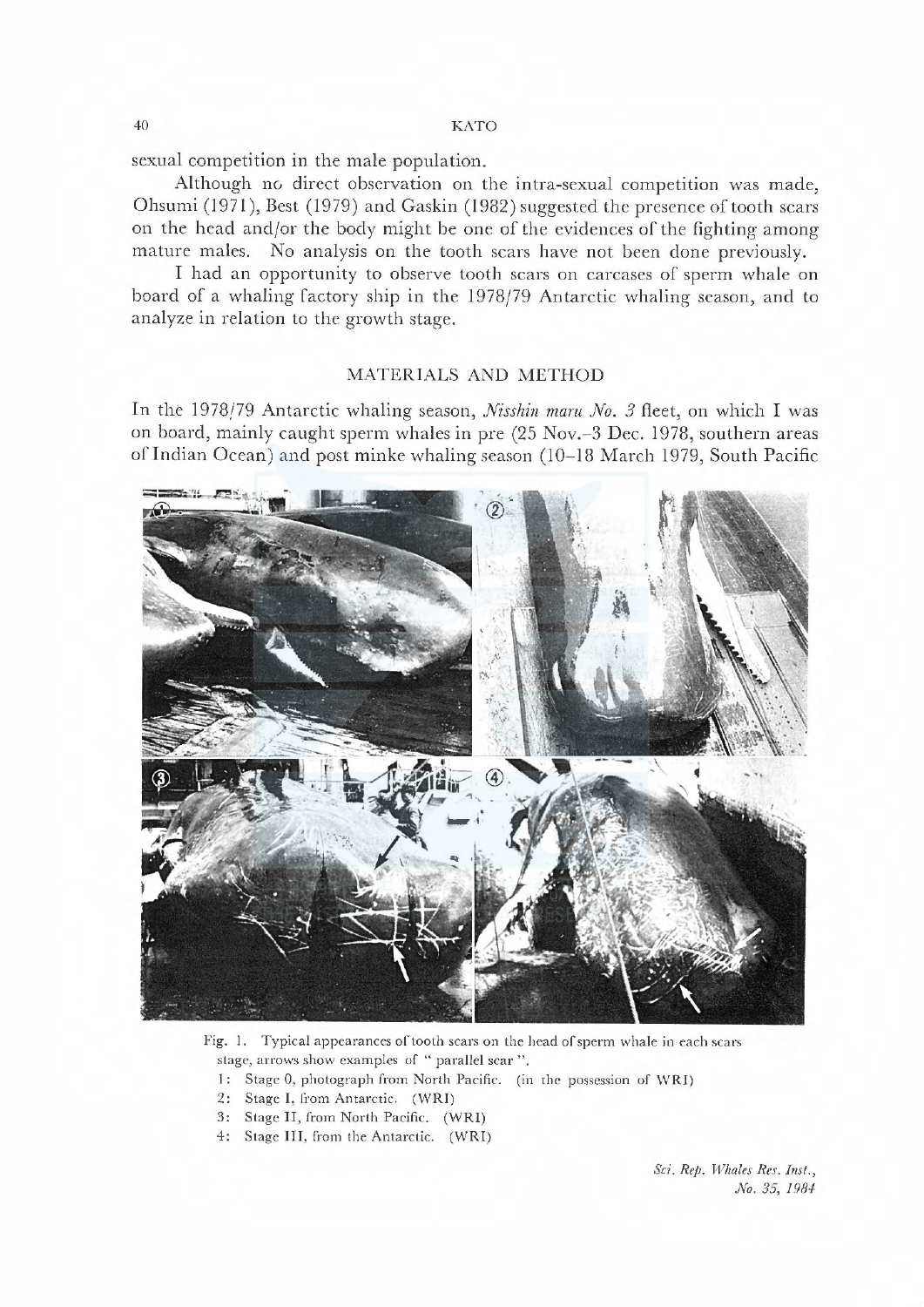sexual competition in the male population.

Although no direct observation on the intra-sexual competition was made, Ohsumi (1971), Best (1979) and Gaskin (1982) suggested the presence of tooth scars on the head and/or the body might be one of the evidences of the fighting among mature males. No analysis on the tooth scars have not been done previously.

I had an opportunity to observe tooth scars on carcases of sperm whale on board of a whaling factory ship in the 1978/79 Antarctic whaling season, and to analyze in relation to the growth stage.

## MATERIALS AND METHOD

In the 1978/79 Antarctic whaling season, *Nisshin maru No. 3* fleet, on which I was on board, mainly caught sperm whales in pre (25 Nov.–3 Dec. 1978, southern areas of Indian Ocean) and post minke whaling season (10–18 March 1979, South Pacific

Fig. 1. Typical appearances of tooth scars on the head of sperm whale in each scars stage, arrows show examples of " parallel scar ".

1: Stage 0, photograph from North Pacific. (in the possession of WRI)

2: Stage I, from Antarctic. (WRI)

3: Stage II, from North Pacific. (WRI)

4: Stage III, from the Antarctic. (WRI)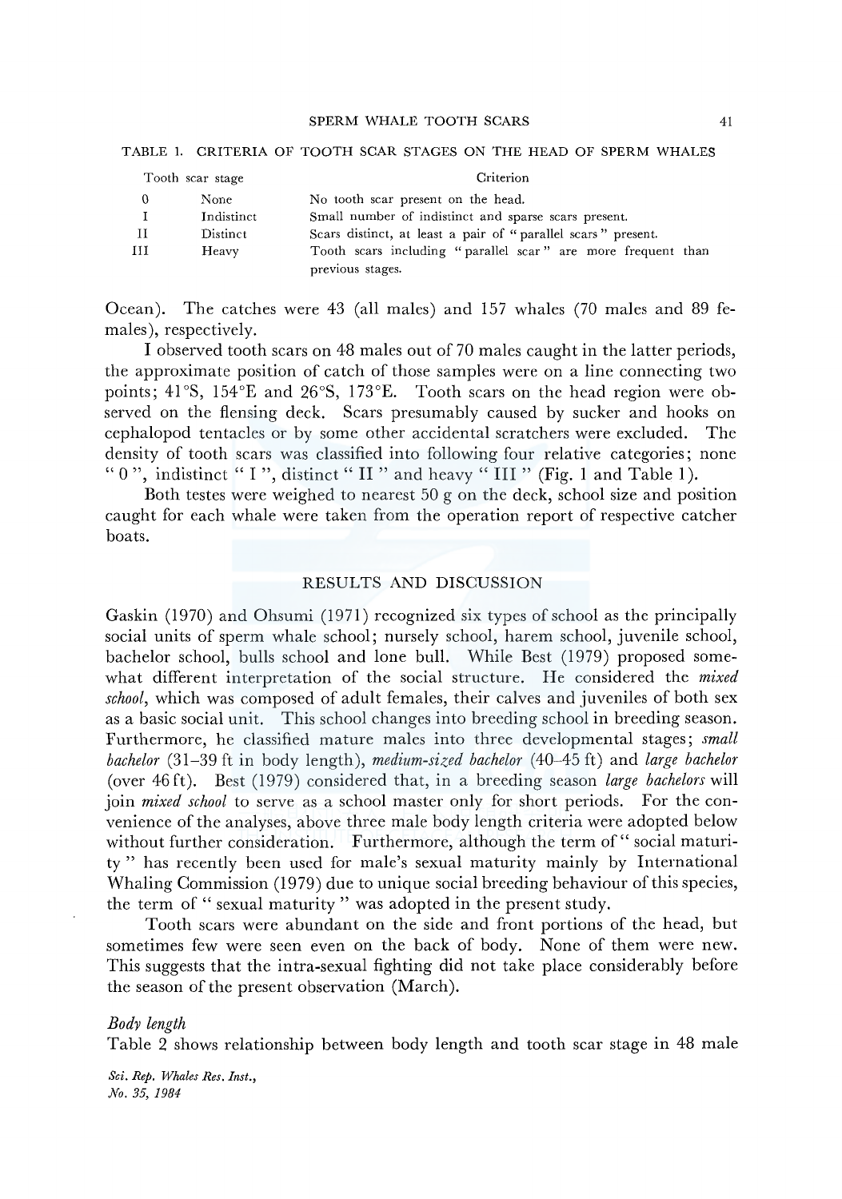TABLE 1. CRITERIA OF TOOTH SCAR STAGES ON THE HEAD OF SPERM WHALES

| Tooth scar stage | | Criterion |
|---|---|---|
| 0 | None | No tooth scar present on the head. |
| I | Indistinct | Small number of indistinct and sparse scars present. |
| II | Distinct | Scars distinct, at least a pair of "parallel scars" present. |
| III | Heavy | Tooth scars including "parallel scar" are more frequent than previous stages. |

Ocean). The catches were 43 (all males) and 157 whales (70 males and 89 females), respectively.

I observed tooth scars on 48 males out of 70 males caught in the latter periods, the approximate position of catch of those samples were on a line connecting two points; 41°S, 154°E and 26°S, 173°E. Tooth scars on the head region were observed on the flensing deck. Scars presumably caused by sucker and hooks on cephalopod tentacles or by some other accidental scratchers were excluded. The density of tooth scars was classified into following four relative categories; none "0", indistinct "I", distinct "II" and heavy "III" (Fig. 1 and Table 1).

Both testes were weighed to nearest 50 g on the deck, school size and position caught for each whale were taken from the operation report of respective catcher boats.

## RESULTS AND DISCUSSION

Gaskin (1970) and Ohsumi (1971) recognized six types of school as the principally social units of sperm whale school; nursely school, harem school, juvenile school, bachelor school, bulls school and lone bull. While Best (1979) proposed somewhat different interpretation of the social structure. He considered the *mixed school*, which was composed of adult females, their calves and juveniles of both sex as a basic social unit. This school changes into breeding school in breeding season. Furthermore, he classified mature males into three developmental stages; *small bachelor* (31–39 ft in body length), *medium-sized bachelor* (40–45 ft) and *large bachelor* (over 46 ft). Best (1979) considered that, in a breeding season *large bachelors* will join *mixed school* to serve as a school master only for short periods. For the convenience of the analyses, above three male body length criteria were adopted below without further consideration. Furthermore, although the term of "social maturity" has recently been used for male's sexual maturity mainly by International Whaling Commission (1979) due to unique social breeding behaviour of this species, the term of "sexual maturity" was adopted in the present study.

Tooth scars were abundant on the side and front portions of the head, but sometimes few were seen even on the back of body. None of them were new. This suggests that the intra-sexual fighting did not take place considerably before the season of the present observation (March).

### *Body length*

Table 2 shows relationship between body length and tooth scar stage in 48 male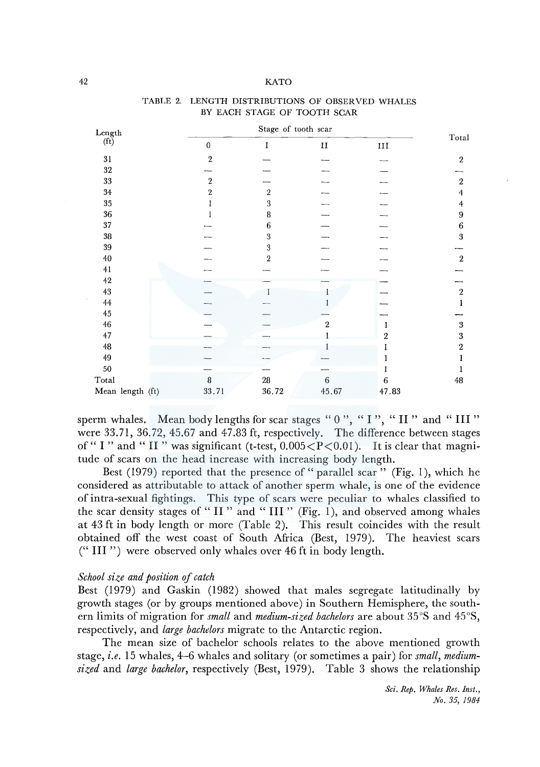TABLE 2. LENGTH DISTRIBUTIONS OF OBSERVED WHALES BY EACH STAGE OF TOOTH SCAR

| Length (ft) | Stage of tooth scar | | | | Total |
|---|---|---|---|---|---|
| | 0 | I | II | III | |
| 31 | 2 | — | — | — | 2 |
| 32 | — | — | — | — | — |
| 33 | 2 | — | — | — | 2 |
| 34 | 2 | 2 | — | — | 4 |
| 35 | 1 | 3 | — | — | 4 |
| 36 | 1 | 8 | — | — | 9 |
| 37 | — | 6 | — | — | 6 |
| 38 | — | 3 | — | — | 3 |
| 39 | — | 3 | — | — | — |
| 40 | — | 2 | — | — | 2 |
| 41 | — | — | — | — | — |
| 42 | — | — | — | — | — |
| 43 | — | 1 | 1 | — | 2 |
| 44 | — | — | 1 | — | 1 |
| 45 | — | — | — | — | — |
| 46 | — | — | 2 | 1 | 3 |
| 47 | — | — | 1 | 2 | 3 |
| 48 | — | — | 1 | 1 | 2 |
| 49 | — | — | — | 1 | 1 |
| 50 | — | — | — | 1 | 1 |
| Total | 8 | 28 | 6 | 6 | 48 |
| Mean length (ft) | 33.71 | 36.72 | 45.67 | 47.83 | |

sperm whales. Mean body lengths for scar stages " 0 ", " I ", " II " and " III " were 33.71, 36.72, 45.67 and 47.83 ft, respectively. The difference between stages of " I " and " II " was significant (t-test, $0.005<P<0.01$). It is clear that magnitude of scars on the head increase with increasing body length.

Best (1979) reported that the presence of " parallel scar " (Fig. 1), which he considered as attributable to attack of another sperm whale, is one of the evidence of intra-sexual fightings. This type of scars were peculiar to whales classified to the scar density stages of " II " and " III " (Fig. 1), and observed among whales at 43 ft in body length or more (Table 2). This result coincides with the result obtained off the west coast of South Africa (Best, 1979). The heaviest scars (" III ") were observed only whales over 46 ft in body length.

*School size and position of catch*

Best (1979) and Gaskin (1982) showed that males segregate latitudinally by growth stages (or by groups mentioned above) in Southern Hemisphere, the southern limits of migration for *small* and *medium-sized bachelors* are about 35°S and 45°S, respectively, and *large bachelors* migrate to the Antarctic region.

The mean size of bachelor schools relates to the above mentioned growth stage, *i.e.* 15 whales, 4–6 whales and solitary (or sometimes a pair) for *small*, *medium-sized* and *large bachelor*, respectively (Best, 1979). Table 3 shows the relationship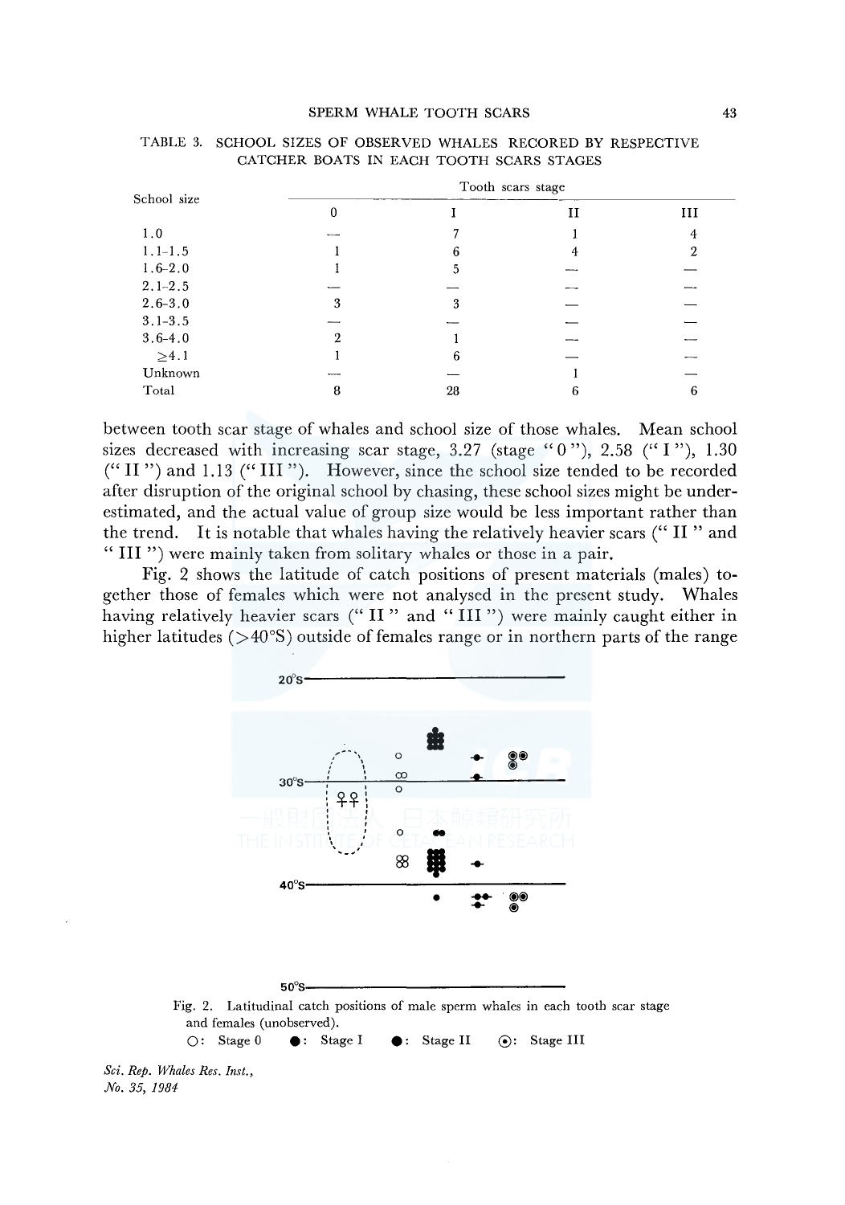TABLE 3. SCHOOL SIZES OF OBSERVED WHALES RECORED BY RESPECTIVE CATCHER BOATS IN EACH TOOTH SCARS STAGES

| School size | Tooth scars stage | | | |
|---|---|---|---|---|
| | 0 | I | II | III |
| 1.0 | — | 7 | 1 | 4 |
| 1.1–1.5 | 1 | 6 | 4 | 2 |
| 1.6–2.0 | 1 | 5 | — | — |
| 2.1–2.5 | — | — | — | — |
| 2.6–3.0 | 3 | 3 | — | — |
| 3.1–3.5 | — | — | — | — |
| 3.6–4.0 | 2 | 1 | — | — |
| ≥4.1 | 1 | 6 | — | — |
| Unknown | — | — | 1 | — |
| Total | 8 | 28 | 6 | 6 |

between tooth scar stage of whales and school size of those whales. Mean school sizes decreased with increasing scar stage, 3.27 (stage "0"), 2.58 ("I"), 1.30 ("II") and 1.13 ("III"). However, since the school size tended to be recorded after disruption of the original school by chasing, these school sizes might be underestimated, and the actual value of group size would be less important rather than the trend. It is notable that whales having the relatively heavier scars ("II" and "III") were mainly taken from solitary whales or those in a pair.

Fig. 2 shows the latitude of catch positions of present materials (males) together those of females which were not analysed in the present study. Whales having relatively heavier scars ("II" and "III") were mainly caught either in higher latitudes (>40°S) outside of females range or in northern parts of the range

Fig. 2. Latitudinal catch positions of male sperm whales in each tooth scar stage and females (unobserved).
○: Stage 0 ●: Stage I ●: Stage II ⊙: Stage III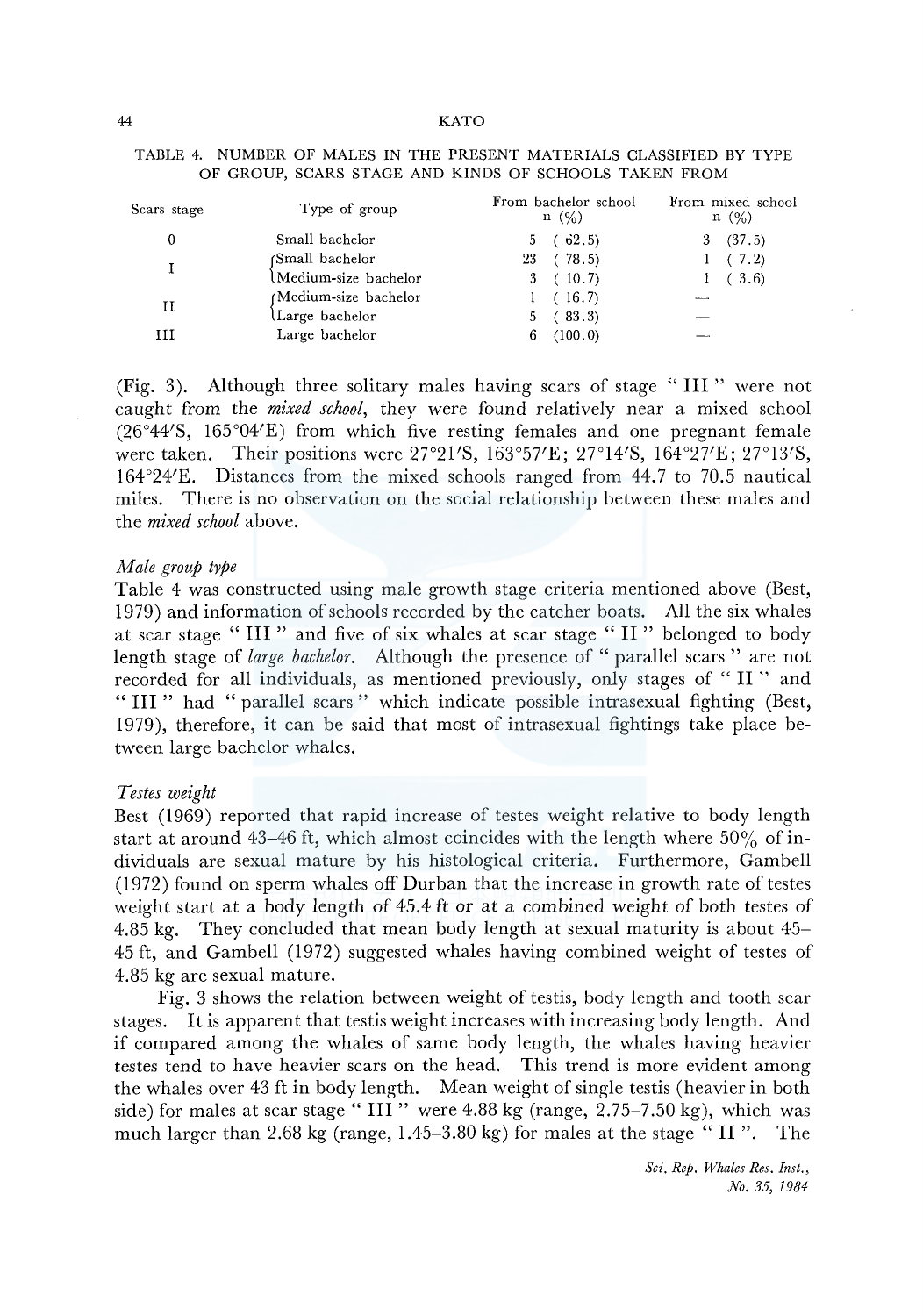TABLE 4. NUMBER OF MALES IN THE PRESENT MATERIALS CLASSIFIED BY TYPE OF GROUP, SCARS STAGE AND KINDS OF SCHOOLS TAKEN FROM

| Scars stage | Type of group | From bachelor school n (%) | From mixed school n (%) |
|---|---|---|---|
| 0 | Small bachelor | 5 (62.5) | 3 (37.5) |
| I | Small bachelor | 23 (78.5) | 1 (7.2) |
| | Medium-size bachelor | 3 (10.7) | 1 (3.6) |
| II | Medium-size bachelor | 1 (16.7) | — |
| | Large bachelor | 5 (83.3) | — |
| III | Large bachelor | 6 (100.0) | — |

(Fig. 3). Although three solitary males having scars of stage "III" were not caught from the *mixed school*, they were found relatively near a mixed school (26°44′S, 165°04′E) from which five resting females and one pregnant female were taken. Their positions were 27°21′S, 163°57′E; 27°14′S, 164°27′E; 27°13′S, 164°24′E. Distances from the mixed schools ranged from 44.7 to 70.5 nautical miles. There is no observation on the social relationship between these males and the *mixed school* above.

### *Male group type*

Table 4 was constructed using male growth stage criteria mentioned above (Best, 1979) and information of schools recorded by the catcher boats. All the six whales at scar stage "III" and five of six whales at scar stage "II" belonged to body length stage of *large bachelor*. Although the presence of "parallel scars" are not recorded for all individuals, as mentioned previously, only stages of "II" and "III" had "parallel scars" which indicate possible intrasexual fighting (Best, 1979), therefore, it can be said that most of intrasexual fightings take place between large bachelor whales.

### *Testes weight*

Best (1969) reported that rapid increase of testes weight relative to body length start at around 43–46 ft, which almost coincides with the length where 50% of individuals are sexual mature by his histological criteria. Furthermore, Gambell (1972) found on sperm whales off Durban that the increase in growth rate of testes weight start at a body length of 45.4 ft or at a combined weight of both testes of 4.85 kg. They concluded that mean body length at sexual maturity is about 45–45 ft, and Gambell (1972) suggested whales having combined weight of testes of 4.85 kg are sexual mature.

Fig. 3 shows the relation between weight of testis, body length and tooth scar stages. It is apparent that testis weight increases with increasing body length. And if compared among the whales of same body length, the whales having heavier testes tend to have heavier scars on the head. This trend is more evident among the whales over 43 ft in body length. Mean weight of single testis (heavier in both side) for males at scar stage "III" were 4.88 kg (range, 2.75–7.50 kg), which was much larger than 2.68 kg (range, 1.45–3.80 kg) for males at the stage "II". The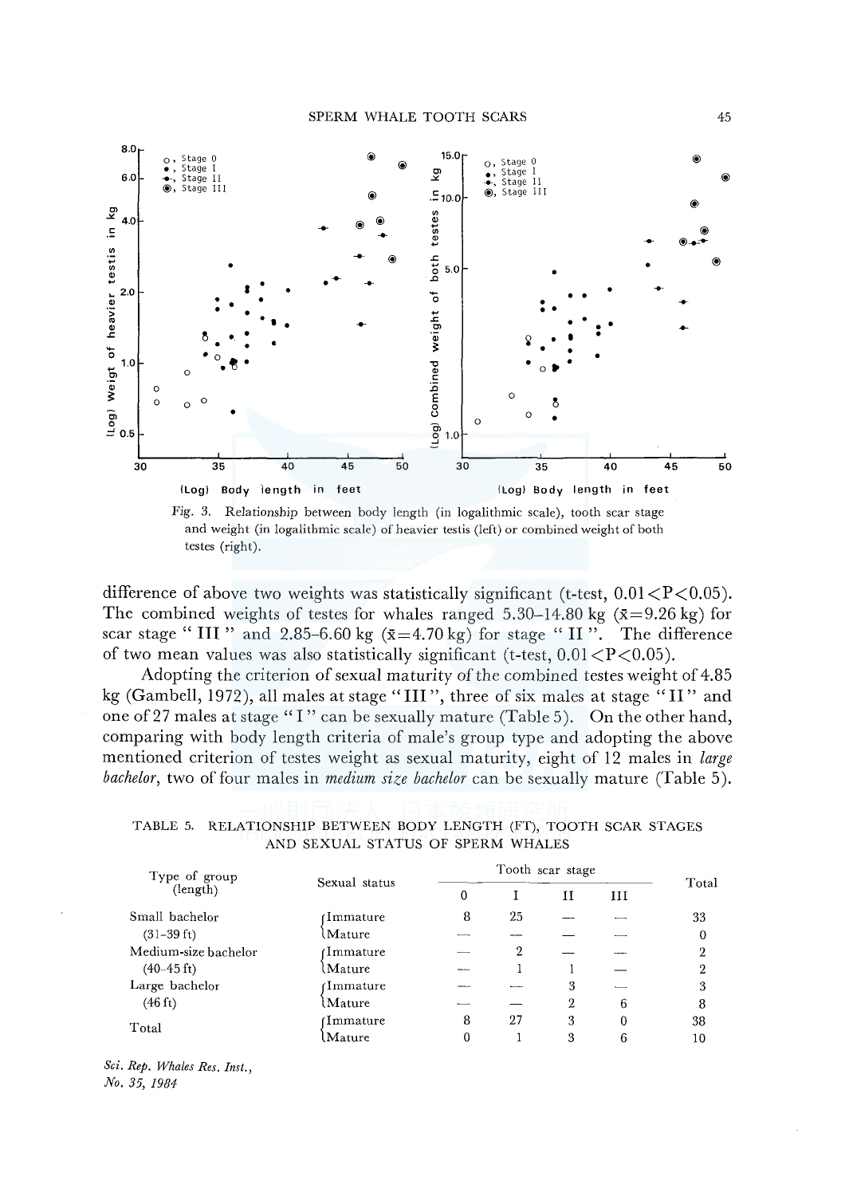Fig. 3. Relationship between body length (in logalithmic scale), tooth scar stage and weight (in logalithmic scale) of heavier testis (left) or combined weight of both testes (right).

difference of above two weights was statistically significant (t-test, $0.01<P<0.05$). The combined weights of testes for whales ranged 5.30–14.80 kg ($\bar{x}=9.26$ kg) for scar stage "III" and 2.85–6.60 kg ($\bar{x}=4.70$ kg) for stage "II". The difference of two mean values was also statistically significant (t-test, $0.01<P<0.05$).

Adopting the criterion of sexual maturity of the combined testes weight of 4.85 kg (Gambell, 1972), all males at stage "III", three of six males at stage "II" and one of 27 males at stage "I" can be sexually mature (Table 5). On the other hand, comparing with body length criteria of male's group type and adopting the above mentioned criterion of testes weight as sexual maturity, eight of 12 males in *large bachelor*, two of four males in *medium size bachelor* can be sexually mature (Table 5).

TABLE 5. RELATIONSHIP BETWEEN BODY LENGTH (FT), TOOTH SCAR STAGES AND SEXUAL STATUS OF SPERM WHALES

| Type of group (length) | Sexual status | Tooth scar stage | | | | Total |
|---|---|---|---|---|---|---|
| | | 0 | I | II | III | |
| Small bachelor | Immature | 8 | 25 | — | — | 33 |
| (31–39 ft) | Mature | — | — | — | — | 0 |
| Medium-size bachelor | Immature | — | 2 | — | — | 2 |
| (40–45 ft) | Mature | — | 1 | 1 | — | 2 |
| Large bachelor | Immature | — | — | 3 | — | 3 |
| (46 ft) | Mature | — | — | 2 | 6 | 8 |
| Total | Immature | 8 | 27 | 3 | 0 | 38 |
| | Mature | 0 | 1 | 3 | 6 | 10 |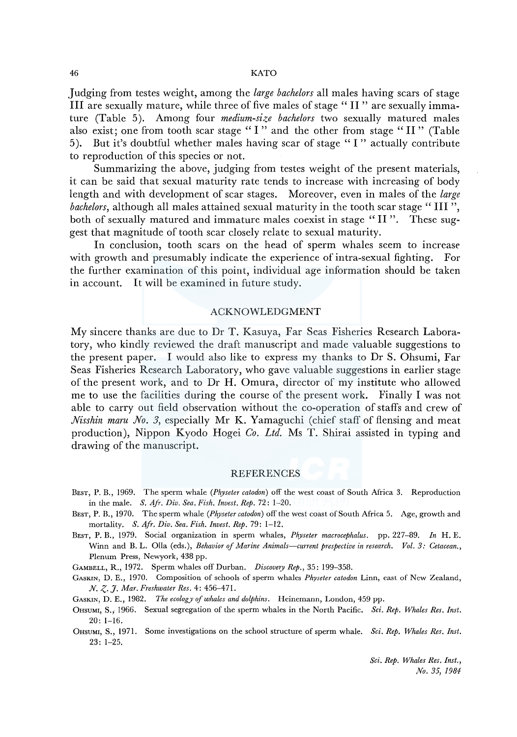Judging from testes weight, among the *large bachelors* all males having scars of stage III are sexually mature, while three of five males of stage " II " are sexually immature (Table 5). Among four *medium-size bachelors* two sexually matured males also exist; one from tooth scar stage " I " and the other from stage " II " (Table 5). But it's doubtful whether males having scar of stage " I " actually contribute to reproduction of this species or not.

Summarizing the above, judging from testes weight of the present materials, it can be said that sexual maturity rate tends to increase with increasing of body length and with development of scar stages. Moreover, even in males of the *large bachelors*, although all males attained sexual maturity in the tooth scar stage " III ", both of sexually matured and immature males coexist in stage " II ". These suggest that magnitude of tooth scar closely relate to sexual maturity.

In conclusion, tooth scars on the head of sperm whales seem to increase with growth and presumably indicate the experience of intra-sexual fighting. For the further examination of this point, individual age information should be taken in account. It will be examined in future study.

## ACKNOWLEDGMENT

My sincere thanks are due to Dr T. Kasuya, Far Seas Fisheries Research Laboratory, who kindly reviewed the draft manuscript and made valuable suggestions to the present paper. I would also like to express my thanks to Dr S. Ohsumi, Far Seas Fisheries Research Laboratory, who gave valuable suggestions in earlier stage of the present work, and to Dr H. Omura, director of my institute who allowed me to use the facilities during the course of the present work. Finally I was not able to carry out field observation without the co-operation of staffs and crew of *Nisshin maru No. 3*, especially Mr K. Yamaguchi (chief staff of flensing and meat production), Nippon Kyodo Hogei *Co. Ltd.* Ms T. Shirai assisted in typing and drawing of the manuscript.

## REFERENCES

BEST, P. B., 1969. The sperm whale (*Physeter catodon*) off the west coast of South Africa 3. Reproduction in the male. *S. Afr. Div. Sea. Fish. Invest. Rep.* 72: 1–20.

BEST, P. B., 1970. The sperm whale (*Physeter catodon*) off the west coast of South Africa 5. Age, growth and mortality. *S. Afr. Div. Sea. Fish. Invest. Rep.* 79: 1–12.

BEST, P. B., 1979. Social organization in sperm whales, *Physeter macrocephalus*. pp. 227–89. *In* H. E. Winn and B. L. Olla (eds.), *Behavior of Marine Animals—current prespective in research. Vol. 3: Cetacean.*, Plenum Press, Newyork, 438 pp.

GAMBELL, R., 1972. Sperm whales off Durban. *Discovery Rep.*, 35: 199–358.

GASKIN, D. E., 1970. Composition of schools of sperm whales *Physeter catodon* Linn, east of New Zealand, *N. Z. J. Mar. Freshwater Res.* 4: 456–471.

GASKIN, D. E., 1982. *The ecology of whales and dolphins.* Heinemann, London, 459 pp.

OHSUMI, S., 1966. Sexual segregation of the sperm whales in the North Pacific. *Sci. Rep. Whales Res. Inst.* 20: 1–16.

OHSUMI, S., 1971. Some investigations on the school structure of sperm whale. *Sci. Rep. Whales Res. Inst.* 23: 1–25.